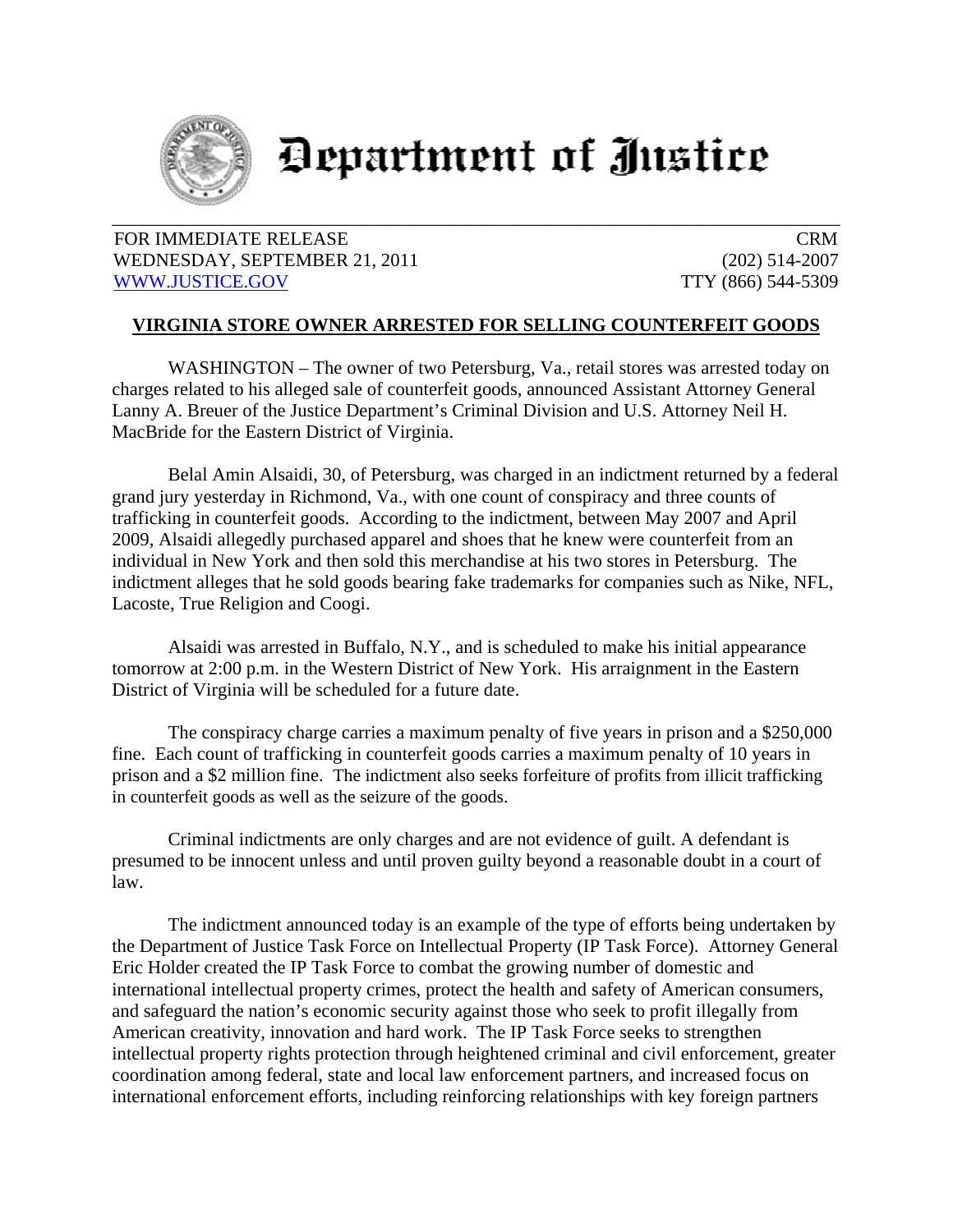# Department of Justice

FOR IMMEDIATE RELEASE
WEDNESDAY, SEPTEMBER 21, 2011
WWW.JUSTICE.GOV

CRM
(202) 514-2007
TTY (866) 544-5309

## VIRGINIA STORE OWNER ARRESTED FOR SELLING COUNTERFEIT GOODS

WASHINGTON – The owner of two Petersburg, Va., retail stores was arrested today on charges related to his alleged sale of counterfeit goods, announced Assistant Attorney General Lanny A. Breuer of the Justice Department's Criminal Division and U.S. Attorney Neil H. MacBride for the Eastern District of Virginia.

Belal Amin Alsaidi, 30, of Petersburg, was charged in an indictment returned by a federal grand jury yesterday in Richmond, Va., with one count of conspiracy and three counts of trafficking in counterfeit goods. According to the indictment, between May 2007 and April 2009, Alsaidi allegedly purchased apparel and shoes that he knew were counterfeit from an individual in New York and then sold this merchandise at his two stores in Petersburg. The indictment alleges that he sold goods bearing fake trademarks for companies such as Nike, NFL, Lacoste, True Religion and Coogi.

Alsaidi was arrested in Buffalo, N.Y., and is scheduled to make his initial appearance tomorrow at 2:00 p.m. in the Western District of New York. His arraignment in the Eastern District of Virginia will be scheduled for a future date.

The conspiracy charge carries a maximum penalty of five years in prison and a $250,000 fine. Each count of trafficking in counterfeit goods carries a maximum penalty of 10 years in prison and a $2 million fine. The indictment also seeks forfeiture of profits from illicit trafficking in counterfeit goods as well as the seizure of the goods.

Criminal indictments are only charges and are not evidence of guilt. A defendant is presumed to be innocent unless and until proven guilty beyond a reasonable doubt in a court of law.

The indictment announced today is an example of the type of efforts being undertaken by the Department of Justice Task Force on Intellectual Property (IP Task Force). Attorney General Eric Holder created the IP Task Force to combat the growing number of domestic and international intellectual property crimes, protect the health and safety of American consumers, and safeguard the nation's economic security against those who seek to profit illegally from American creativity, innovation and hard work. The IP Task Force seeks to strengthen intellectual property rights protection through heightened criminal and civil enforcement, greater coordination among federal, state and local law enforcement partners, and increased focus on international enforcement efforts, including reinforcing relationships with key foreign partners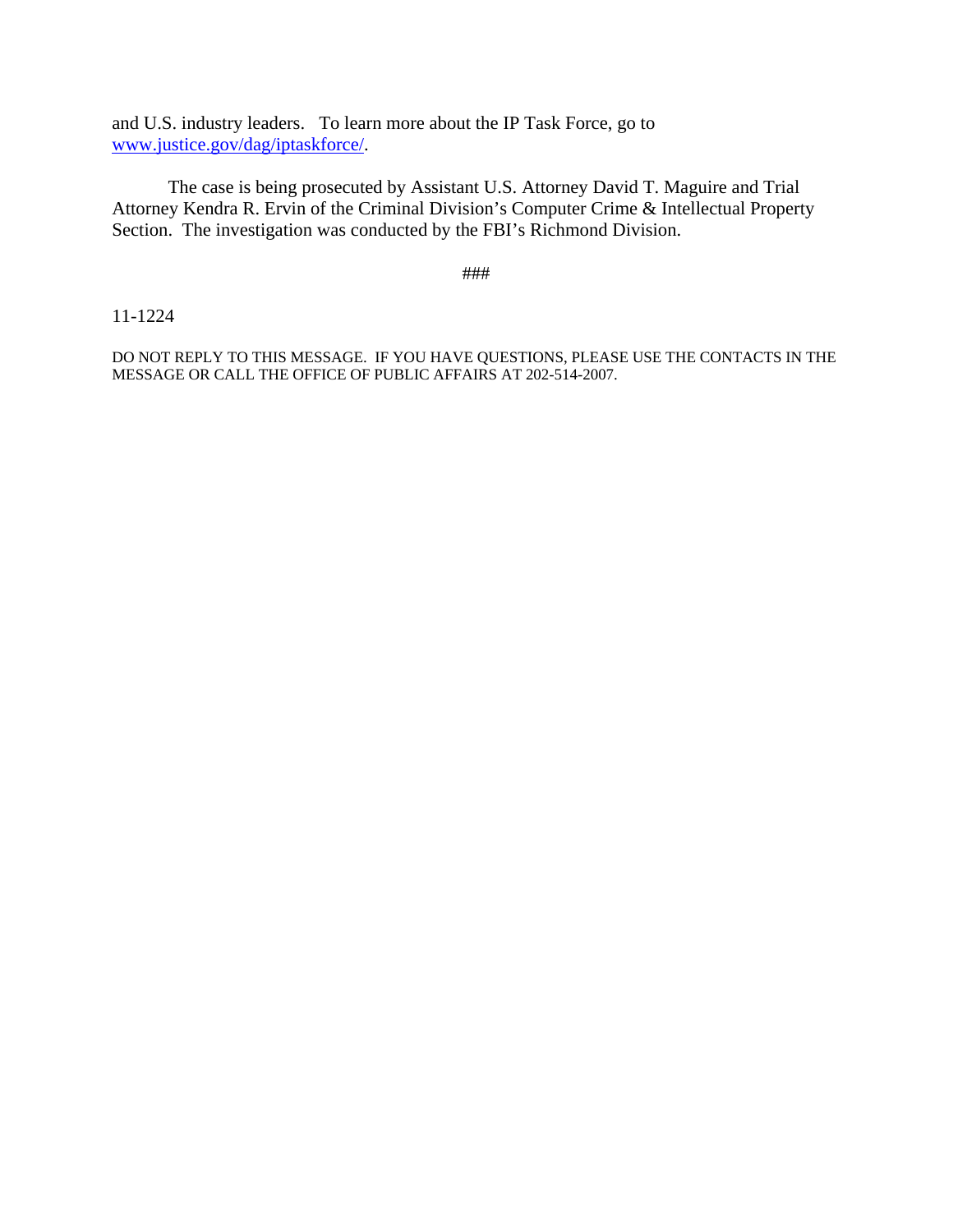and U.S. industry leaders. To learn more about the IP Task Force, go to www.justice.gov/dag/iptaskforce/.

The case is being prosecuted by Assistant U.S. Attorney David T. Maguire and Trial Attorney Kendra R. Ervin of the Criminal Division's Computer Crime & Intellectual Property Section. The investigation was conducted by the FBI's Richmond Division.

###

11-1224

DO NOT REPLY TO THIS MESSAGE. IF YOU HAVE QUESTIONS, PLEASE USE THE CONTACTS IN THE MESSAGE OR CALL THE OFFICE OF PUBLIC AFFAIRS AT 202-514-2007.